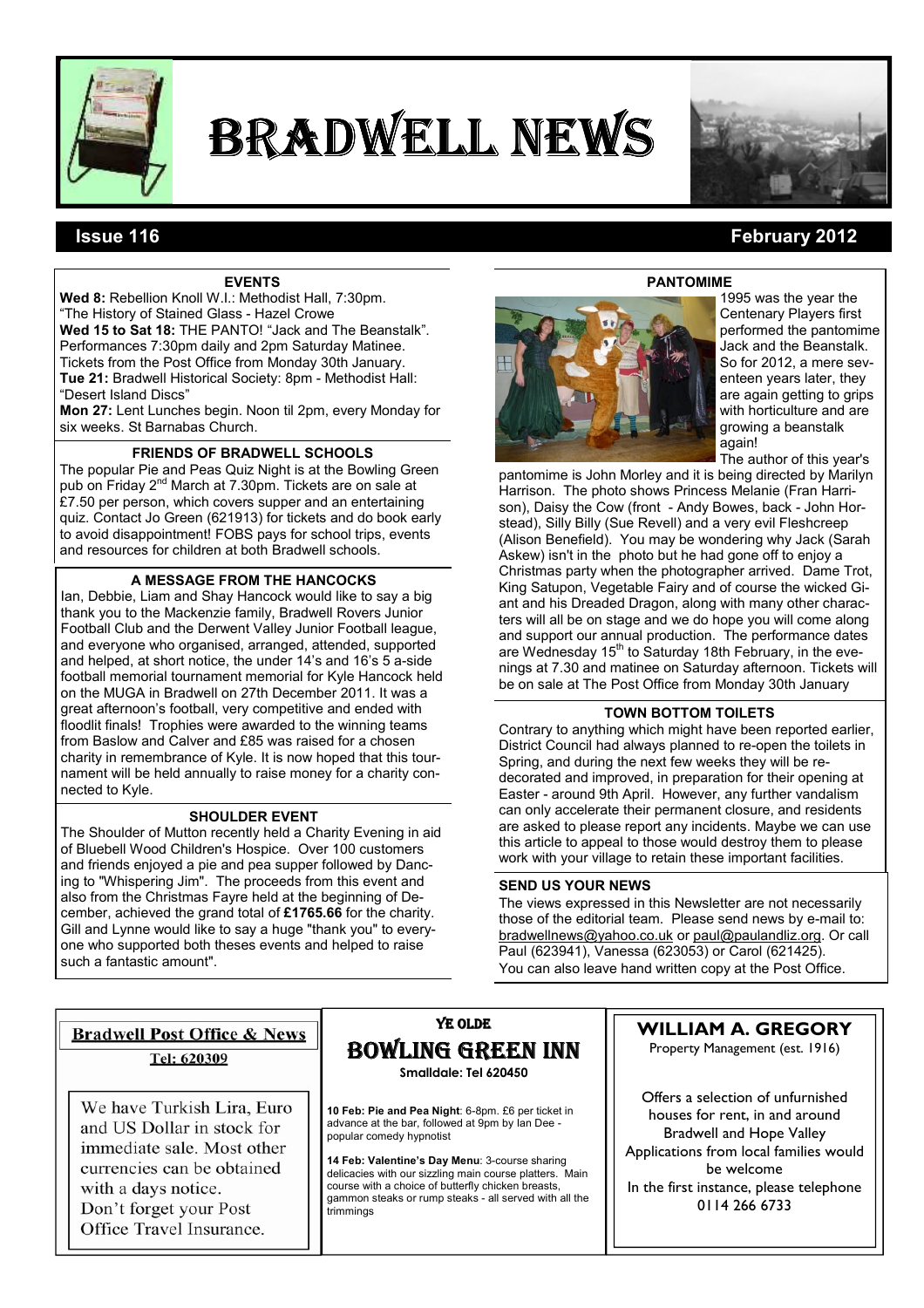# BRADWELL NEWS

**Issue 116** **February 2012**

## EVENTS

**Wed 8:** Rebellion Knoll W.I.: Methodist Hall, 7:30pm. "The History of Stained Glass - Hazel Crowe

**Wed 15 to Sat 18:** THE PANTO! "Jack and The Beanstalk". Performances 7:30pm daily and 2pm Saturday Matinee. Tickets from the Post Office from Monday 30th January.

**Tue 21:** Bradwell Historical Society: 8pm - Methodist Hall: "Desert Island Discs"

**Mon 27:** Lent Lunches begin. Noon til 2pm, every Monday for six weeks. St Barnabas Church.

## FRIENDS OF BRADWELL SCHOOLS

The popular Pie and Peas Quiz Night is at the Bowling Green pub on Friday 2nd March at 7.30pm. Tickets are on sale at £7.50 per person, which covers supper and an entertaining quiz. Contact Jo Green (621913) for tickets and do book early to avoid disappointment! FOBS pays for school trips, events and resources for children at both Bradwell schools.

## A MESSAGE FROM THE HANCOCKS

Ian, Debbie, Liam and Shay Hancock would like to say a big thank you to the Mackenzie family, Bradwell Rovers Junior Football Club and the Derwent Valley Junior Football league, and everyone who organised, arranged, attended, supported and helped, at short notice, the under 14's and 16's 5 a-side football memorial tournament memorial for Kyle Hancock held on the MUGA in Bradwell on 27th December 2011. It was a great afternoon's football, very competitive and ended with floodlit finals! Trophies were awarded to the winning teams from Baslow and Calver and £85 was raised for a chosen charity in remembrance of Kyle. It is now hoped that this tournament will be held annually to raise money for a charity connected to Kyle.

## SHOULDER EVENT

The Shoulder of Mutton recently held a Charity Evening in aid of Bluebell Wood Children's Hospice. Over 100 customers and friends enjoyed a pie and pea supper followed by Dancing to "Whispering Jim". The proceeds from this event and also from the Christmas Fayre held at the beginning of December, achieved the grand total of **£1765.66** for the charity. Gill and Lynne would like to say a huge "thank you" to everyone who supported both theses events and helped to raise such a fantastic amount".

## PANTOMIME

1995 was the year the Centenary Players first performed the pantomime Jack and the Beanstalk. So for 2012, a mere seventeen years later, they are again getting to grips with horticulture and are growing a beanstalk again!

The author of this year's pantomime is John Morley and it is being directed by Marilyn Harrison. The photo shows Princess Melanie (Fran Harrison), Daisy the Cow (front - Andy Bowes, back - John Horstead), Silly Billy (Sue Revell) and a very evil Fleshcreep (Alison Benefield). You may be wondering why Jack (Sarah Askew) isn't in the photo but he had gone off to enjoy a Christmas party when the photographer arrived. Dame Trot, King Satupon, Vegetable Fairy and of course the wicked Giant and his Dreaded Dragon, along with many other characters will all be on stage and we do hope you will come along and support our annual production. The performance dates are Wednesday 15th to Saturday 18th February, in the evenings at 7.30 and matinee on Saturday afternoon. Tickets will be on sale at The Post Office from Monday 30th January

## TOWN BOTTOM TOILETS

Contrary to anything which might have been reported earlier, District Council had always planned to re-open the toilets in Spring, and during the next few weeks they will be re-decorated and improved, in preparation for their opening at Easter - around 9th April. However, any further vandalism can only accelerate their permanent closure, and residents are asked to please report any incidents. Maybe we can use this article to appeal to those would destroy them to please work with your village to retain these important facilities.

## SEND US YOUR NEWS

The views expressed in this Newsletter are not necessarily those of the editorial team. Please send news by e-mail to: bradwellnews@yahoo.co.uk or paul@paulandliz.org. Or call Paul (623941), Vanessa (623053) or Carol (621425).
You can also leave hand written copy at the Post Office.

---

**Bradwell Post Office & News**
**Tel: 620309**

We have Turkish Lira, Euro and US Dollar in stock for immediate sale. Most other currencies can be obtained with a days notice.
Don't forget your Post Office Travel Insurance.

---

**YE OLDE**
**BOWLING GREEN INN**
**Smalldale: Tel 620450**

**10 Feb: Pie and Pea Night**: 6-8pm. £6 per ticket in advance at the bar, followed at 9pm by Ian Dee - popular comedy hypnotist

**14 Feb: Valentine's Day Menu**: 3-course sharing delicacies with our sizzling main course platters. Main course with a choice of butterfly chicken breasts, gammon steaks or rump steaks - all served with all the trimmings

---

**WILLIAM A. GREGORY**
Property Management (est. 1916)

Offers a selection of unfurnished houses for rent, in and around Bradwell and Hope Valley
Applications from local families would be welcome
In the first instance, please telephone
0114 266 6733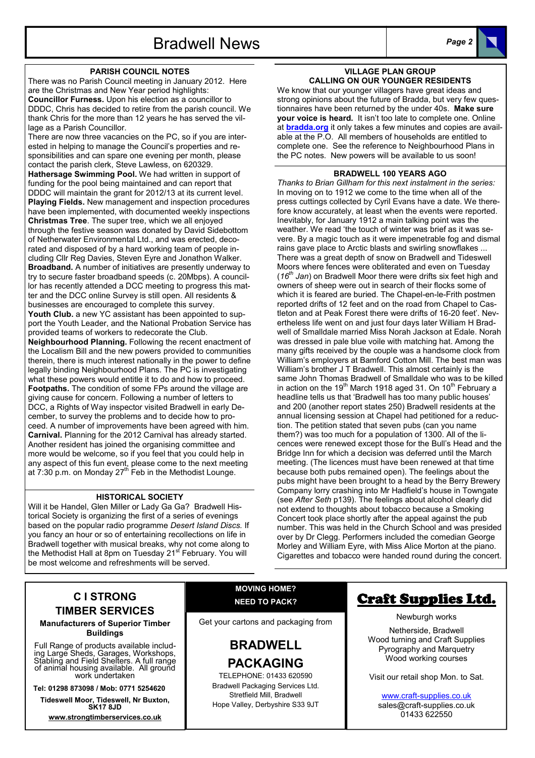## PARISH COUNCIL NOTES

There was no Parish Council meeting in January 2012. Here are the Christmas and New Year period highlights:

**Councillor Furness.** Upon his election as a councillor to DDDC, Chris has decided to retire from the parish council. We thank Chris for the more than 12 years he has served the village as a Parish Councillor.

There are now three vacancies on the PC, so if you are interested in helping to manage the Council's properties and responsibilities and can spare one evening per month, please contact the parish clerk, Steve Lawless, on 620329.

**Hathersage Swimming Pool.** We had written in support of funding for the pool being maintained and can report that DDDC will maintain the grant for 2012/13 at its current level.

**Playing Fields.** New management and inspection procedures have been implemented, with documented weekly inspections

**Christmas Tree**. The super tree, which we all enjoyed through the festive season was donated by David Sidebottom of Netherwater Environmental Ltd., and was erected, decorated and disposed of by a hard working team of people including Cllr Reg Davies, Steven Eyre and Jonathon Walker.

**Broadband.** A number of initiatives are presently underway to try to secure faster broadband speeds (c. 20Mbps). A councillor has recently attended a DCC meeting to progress this matter and the DCC online Survey is still open. All residents & businesses are encouraged to complete this survey.

**Youth Club.** a new YC assistant has been appointed to support the Youth Leader, and the National Probation Service has provided teams of workers to redecorate the Club.

**Neighbourhood Planning.** Following the recent enactment of the Localism Bill and the new powers provided to communities therein, there is much interest nationally in the power to define legally binding Neighbourhood Plans. The PC is investigating what these powers would entitle it to do and how to proceed.

**Footpaths.** The condition of some FPs around the village are giving cause for concern. Following a number of letters to DCC, a Rights of Way inspector visited Bradwell in early December, to survey the problems and to decide how to proceed. A number of improvements have been agreed with him.

**Carnival.** Planning for the 2012 Carnival has already started. Another resident has joined the organising committee and more would be welcome, so if you feel that you could help in any aspect of this fun event, please come to the next meeting at 7:30 p.m. on Monday 27th Feb in the Methodist Lounge.

## HISTORICAL SOCIETY

Will it be Handel, Glen Miller or Lady Ga Ga? Bradwell Historical Society is organizing the first of a series of evenings based on the popular radio programme *Desert Island Discs.* If you fancy an hour or so of entertaining recollections on life in Bradwell together with musical breaks, why not come along to the Methodist Hall at 8pm on Tuesday 21st February. You will be most welcome and refreshments will be served.

## VILLAGE PLAN GROUP CALLING ON OUR YOUNGER RESIDENTS

We know that our younger villagers have great ideas and strong opinions about the future of Bradda, but very few questionnaires have been returned by the under 40s. **Make sure your voice is heard.** It isn't too late to complete one. Online at **bradda.org** it only takes a few minutes and copies are available at the P.O. All members of households are entitled to complete one. See the reference to Neighbourhood Plans in the PC notes. New powers will be available to us soon!

## BRADWELL 100 YEARS AGO

*Thanks to Brian Gillham for this next instalment in the series:*

In moving on to 1912 we come to the time when all of the press cuttings collected by Cyril Evans have a date. We therefore know accurately, at least when the events were reported. Inevitably, for January 1912 a main talking point was the weather. We read 'the touch of winter was brief as it was severe. By a magic touch as it were impenetrable fog and dismal rains gave place to Arctic blasts and swirling snowflakes ... There was a great depth of snow on Bradwell and Tideswell Moors where fences were obliterated and even on Tuesday (*16th Jan*) on Bradwell Moor there were drifts six feet high and owners of sheep were out in search of their flocks some of which it is feared are buried. The Chapel-en-le-Frith postmen reported drifts of 12 feet and on the road from Chapel to Castleton and at Peak Forest there were drifts of 16-20 feet'. Nevertheless life went on and just four days later William H Bradwell of Smalldale married Miss Norah Jackson at Edale. Norah was dressed in pale blue voile with matching hat. Among the many gifts received by the couple was a handsome clock from William's employers at Bamford Cotton Mill. The best man was William's brother J T Bradwell. This almost certainly is the same John Thomas Bradwell of Smalldale who was to be killed in action on the 19th March 1918 aged 31. On 10th February a headline tells us that 'Bradwell has too many public houses' and 200 (another report states 250) Bradwell residents at the annual licensing session at Chapel had petitioned for a reduction. The petition stated that seven pubs (can you name them?) was too much for a population of 1300. All of the licences were renewed except those for the Bull's Head and the Bridge Inn for which a decision was deferred until the March meeting. (The licences must have been renewed at that time because both pubs remained open). The feelings about the pubs might have been brought to a head by the Berry Brewery Company lorry crashing into Mr Hadfield's house in Towngate (see *After Seth* p139). The feelings about alcohol clearly did not extend to thoughts about tobacco because a Smoking Concert took place shortly after the appeal against the pub number. This was held in the Church School and was presided over by Dr Clegg. Performers included the comedian George Morley and William Eyre, with Miss Alice Morton at the piano. Cigarettes and tobacco were handed round during the concert.

---

**C I STRONG TIMBER SERVICES**

**Manufacturers of Superior Timber Buildings**

Full Range of products available including Large Sheds, Garages, Workshops, Stabling and Field Shelters. A full range of animal housing available. All ground work undertaken

**Tel: 01298 873098 / Mob: 0771 5254620**

**Tideswell Moor, Tideswell, Nr Buxton, SK17 8JD**

**www.strongtimberservices.co.uk**

---

**MOVING HOME? NEED TO PACK?**

Get your cartons and packaging from

**BRADWELL PACKAGING**

TELEPHONE: 01433 620590

Bradwell Packaging Services Ltd.
Stretfield Mill, Bradwell
Hope Valley, Derbyshire S33 9JT

---

**Craft Supplies Ltd.**

Newburgh works

Netherside, Bradwell
Wood turning and Craft Supplies
Pyrography and Marquetry
Wood working courses

Visit our retail shop Mon. to Sat.

www.craft-supplies.co.uk
sales@craft-supplies.co.uk
01433 622550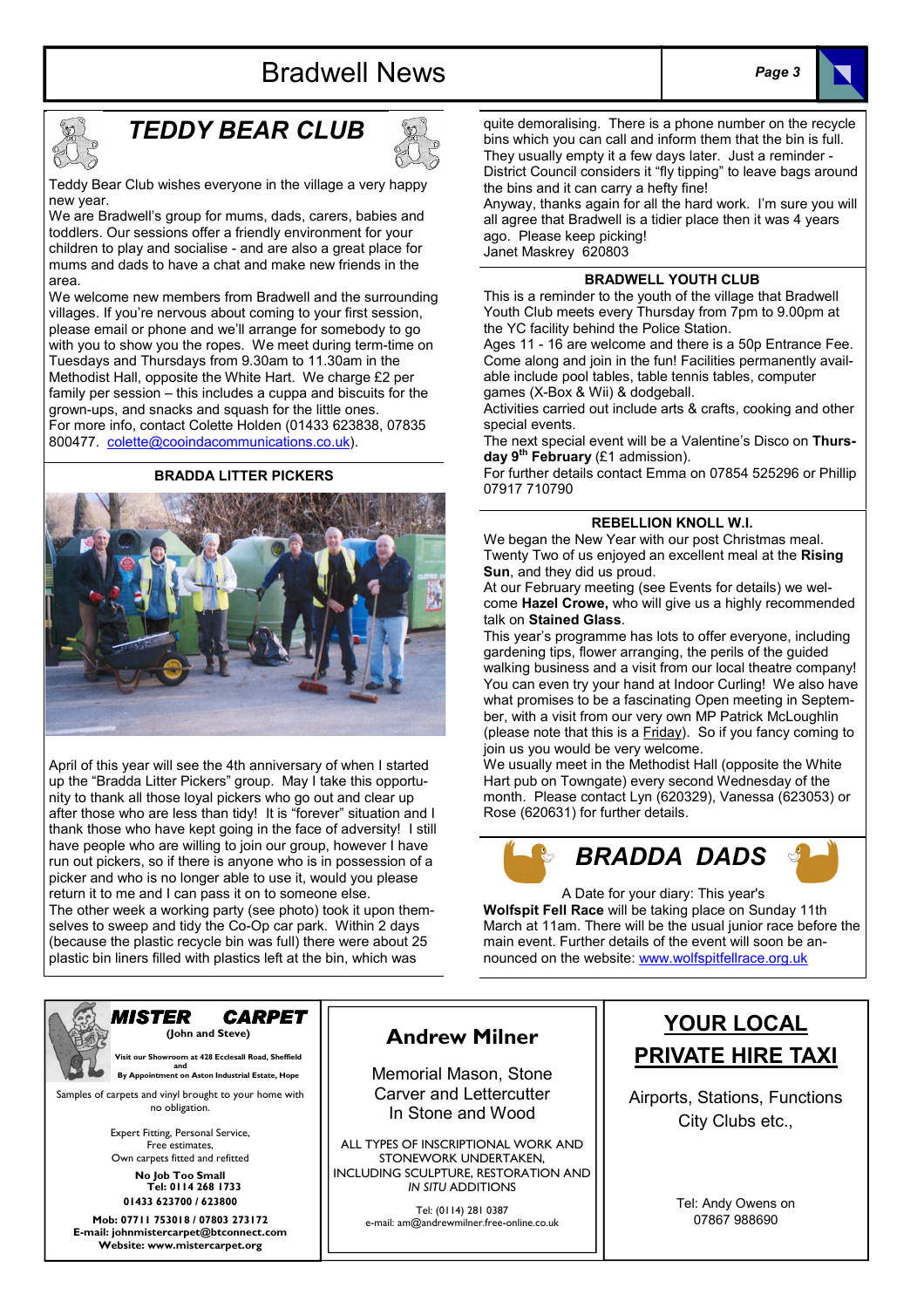## TEDDY BEAR CLUB

Teddy Bear Club wishes everyone in the village a very happy new year.

We are Bradwell's group for mums, dads, carers, babies and toddlers. Our sessions offer a friendly environment for your children to play and socialise - and are also a great place for mums and dads to have a chat and make new friends in the area.

We welcome new members from Bradwell and the surrounding villages. If you're nervous about coming to your first session, please email or phone and we'll arrange for somebody to go with you to show you the ropes. We meet during term-time on Tuesdays and Thursdays from 9.30am to 11.30am in the Methodist Hall, opposite the White Hart. We charge £2 per family per session – this includes a cuppa and biscuits for the grown-ups, and snacks and squash for the little ones.

For more info, contact Colette Holden (01433 623838, 07835 800477. colette@cooindacommunications.co.uk).

### BRADDA LITTER PICKERS

April of this year will see the 4th anniversary of when I started up the "Bradda Litter Pickers" group. May I take this opportunity to thank all those loyal pickers who go out and clear up after those who are less than tidy! It is "forever" situation and I thank those who have kept going in the face of adversity! I still have people who are willing to join our group, however I have run out pickers, so if there is anyone who is in possession of a picker and who is no longer able to use it, would you please return it to me and I can pass it on to someone else.

The other week a working party (see photo) took it upon themselves to sweep and tidy the Co-Op car park. Within 2 days (because the plastic recycle bin was full) there were about 25 plastic bin liners filled with plastics left at the bin, which was quite demoralising. There is a phone number on the recycle bins which you can call and inform them that the bin is full. They usually empty it a few days later. Just a reminder - District Council considers it "fly tipping" to leave bags around the bins and it can carry a hefty fine!

Anyway, thanks again for all the hard work. I'm sure you will all agree that Bradwell is a tidier place then it was 4 years ago. Please keep picking!

Janet Maskrey 620803

### BRADWELL YOUTH CLUB

This is a reminder to the youth of the village that Bradwell Youth Club meets every Thursday from 7pm to 9.00pm at the YC facility behind the Police Station.

Ages 11 - 16 are welcome and there is a 50p Entrance Fee. Come along and join in the fun! Facilities permanently available include pool tables, table tennis tables, computer games (X-Box & Wii) & dodgeball.

Activities carried out include arts & crafts, cooking and other special events.

The next special event will be a Valentine's Disco on **Thursday 9th February** (£1 admission).

For further details contact Emma on 07854 525296 or Phillip 07917 710790

### REBELLION KNOLL W.I.

We began the New Year with our post Christmas meal. Twenty Two of us enjoyed an excellent meal at the **Rising Sun**, and they did us proud.

At our February meeting (see Events for details) we welcome **Hazel Crowe,** who will give us a highly recommended talk on **Stained Glass**.

This year's programme has lots to offer everyone, including gardening tips, flower arranging, the perils of the guided walking business and a visit from our local theatre company! You can even try your hand at Indoor Curling! We also have what promises to be a fascinating Open meeting in September, with a visit from our very own MP Patrick McLoughlin (please note that this is a Friday). So if you fancy coming to join us you would be very welcome.

We usually meet in the Methodist Hall (opposite the White Hart pub on Towngate) every second Wednesday of the month. Please contact Lyn (620329), Vanessa (623053) or Rose (620631) for further details.

## BRADDA DADS

A Date for your diary: This year's **Wolfspit Fell Race** will be taking place on Sunday 11th March at 11am. There will be the usual junior race before the main event. Further details of the event will soon be announced on the website: www.wolfspitfellrace.org.uk

---

**MISTER CARPET**
**(John and Steve)**

**Visit our Showroom at 428 Ecclesall Road, Sheffield and By Appointment on Aston Industrial Estate, Hope**

Samples of carpets and vinyl brought to your home with no obligation.

Expert Fitting, Personal Service,
Free estimates,
Own carpets fitted and refitted

**No Job Too Small**
**Tel: 0114 268 1733**
**01433 623700 / 623800**

**Mob: 07711 753018 / 07803 273172**
**E-mail: johnmistercarpet@btconnect.com**
**Website: www.mistercarpet.org**

---

**Andrew Milner**

Memorial Mason, Stone Carver and Lettercutter In Stone and Wood

ALL TYPES OF INSCRIPTIONAL WORK AND STONEWORK UNDERTAKEN, INCLUDING SCULPTURE, RESTORATION AND *IN SITU* ADDITIONS

Tel: (0114) 281 0387
e-mail: am@andrewmilner.free-online.co.uk

---

**YOUR LOCAL PRIVATE HIRE TAXI**

Airports, Stations, Functions City Clubs etc.,

Tel: Andy Owens on 07867 988690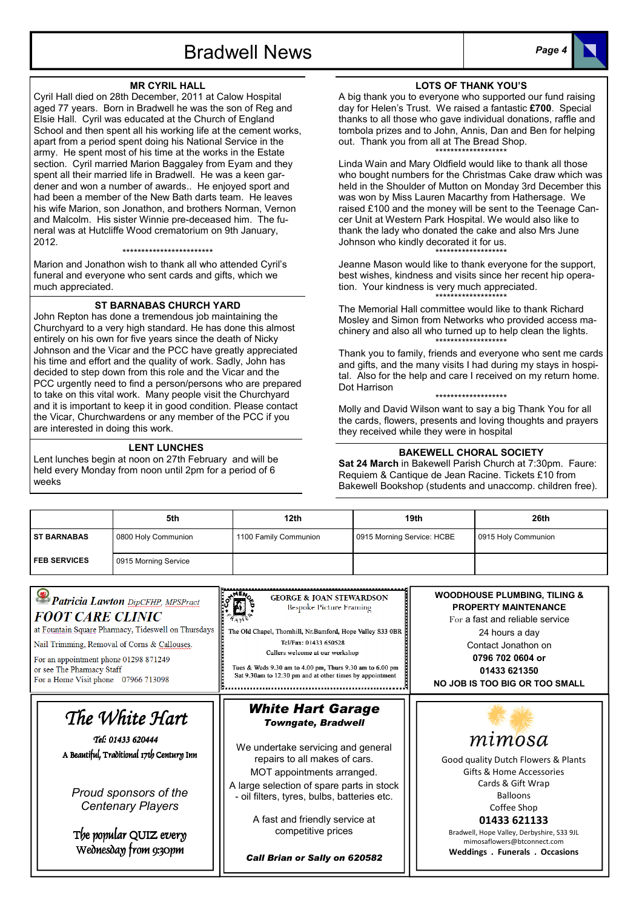## MR CYRIL HALL

Cyril Hall died on 28th December, 2011 at Calow Hospital aged 77 years. Born in Bradwell he was the son of Reg and Elsie Hall. Cyril was educated at the Church of England School and then spent all his working life at the cement works, apart from a period spent doing his National Service in the army. He spent most of his time at the works in the Estate section. Cyril married Marion Baggaley from Eyam and they spent all their married life in Bradwell. He was a keen gardener and won a number of awards.. He enjoyed sport and had been a member of the New Bath darts team. He leaves his wife Marion, son Jonathon, and brothers Norman, Vernon and Malcolm. His sister Winnie pre-deceased him. The funeral was at Hutcliffe Wood crematorium on 9th January, 2012.

************************

Marion and Jonathon wish to thank all who attended Cyril's funeral and everyone who sent cards and gifts, which we much appreciated.

## ST BARNABAS CHURCH YARD

John Repton has done a tremendous job maintaining the Churchyard to a very high standard. He has done this almost entirely on his own for five years since the death of Nicky Johnson and the Vicar and the PCC have greatly appreciated his time and effort and the quality of work. Sadly, John has decided to step down from this role and the Vicar and the PCC urgently need to find a person/persons who are prepared to take on this vital work. Many people visit the Churchyard and it is important to keep it in good condition. Please contact the Vicar, Churchwardens or any member of the PCC if you are interested in doing this work.

## LENT LUNCHES

Lent lunches begin at noon on 27th February and will be held every Monday from noon until 2pm for a period of 6 weeks

## LOTS OF THANK YOU'S

A big thank you to everyone who supported our fund raising day for Helen's Trust. We raised a fantastic **£700**. Special thanks to all those who gave individual donations, raffle and tombola prizes and to John, Annis, Dan and Ben for helping out. Thank you from all at The Bread Shop.

*******************

Linda Wain and Mary Oldfield would like to thank all those who bought numbers for the Christmas Cake draw which was held in the Shoulder of Mutton on Monday 3rd December this was won by Miss Lauren Macarthy from Hathersage. We raised £100 and the money will be sent to the Teenage Cancer Unit at Western Park Hospital. We would also like to thank the lady who donated the cake and also Mrs June Johnson who kindly decorated it for us.

*******************

Jeanne Mason would like to thank everyone for the support, best wishes, kindness and visits since her recent hip operation. Your kindness is very much appreciated.

*******************

The Memorial Hall committee would like to thank Richard Mosley and Simon from Networks who provided access machinery and also all who turned up to help clean the lights.

*******************

Thank you to family, friends and everyone who sent me cards and gifts, and the many visits I had during my stays in hospital. Also for the help and care I received on my return home. Dot Harrison

*******************

Molly and David Wilson want to say a big Thank You for all the cards, flowers, presents and loving thoughts and prayers they received while they were in hospital

## BAKEWELL CHORAL SOCIETY

**Sat 24 March** in Bakewell Parish Church at 7:30pm. Faure: Requiem & Cantique de Jean Racine. Tickets £10 from Bakewell Bookshop (students and unaccomp. children free).

| | 5th | 12th | 19th | 26th |
|---|---|---|---|---|
| **ST BARNABAS** | 0800 Holy Communion | 1100 Family Communion | 0915 Morning Service: HCBE | 0915 Holy Communion |
| **FEB SERVICES** | 0915 Morning Service | | | |

---

*Patricia Lawton* DipCFHP, MPSPract
**FOOT CARE CLINIC**
at Fountain Square Pharmacy, Tideswell on Thursdays
Nail Trimming, Removal of Corns & Callouses.
For an appointment phone 01298 871249
or see The Pharmacy Staff
For a Home Visit phone 07966 713098

---

**GEORGE & JOAN STEWARDSON**
Bespoke Picture Framing
The Old Chapel, Thornhill, Nr.Bamford, Hope Valley S33 0BR
Tel/Fax: 01433 650528
Callers welcome at our workshop
Tues & Weds 9.30 am to 4.00 pm, Thurs 9.30 am to 6.00 pm
Sat 9.30am to 12:30 pm and at other times by appointment

---

**WOODHOUSE PLUMBING, TILING & PROPERTY MAINTENANCE**
For a fast and reliable service
24 hours a day
Contact Jonathon on
**0796 702 0604 or**
**01433 621350**
**NO JOB IS TOO BIG OR TOO SMALL**

---

*The White Hart*
Tel: 01433 620444
A Beautiful, Traditional 17th Century Inn

*Proud sponsors of the Centenary Players*

The popular QUIZ every Wednesday from 9:30pm

---

***White Hart Garage***
***Towngate, Bradwell***

We undertake servicing and general repairs to all makes of cars.
MOT appointments arranged.
A large selection of spare parts in stock - oil filters, tyres, bulbs, batteries etc.

A fast and friendly service at competitive prices

***Call Brian or Sally on 620582***

---

*mimosa*
Good quality Dutch Flowers & Plants
Gifts & Home Accessories
Cards & Gift Wrap
Balloons
Coffee Shop
**01433 621133**
Bradwell, Hope Valley, Derbyshire, S33 9JL
mimosaflowers@btconnect.com
**Weddings . Funerals . Occasions**